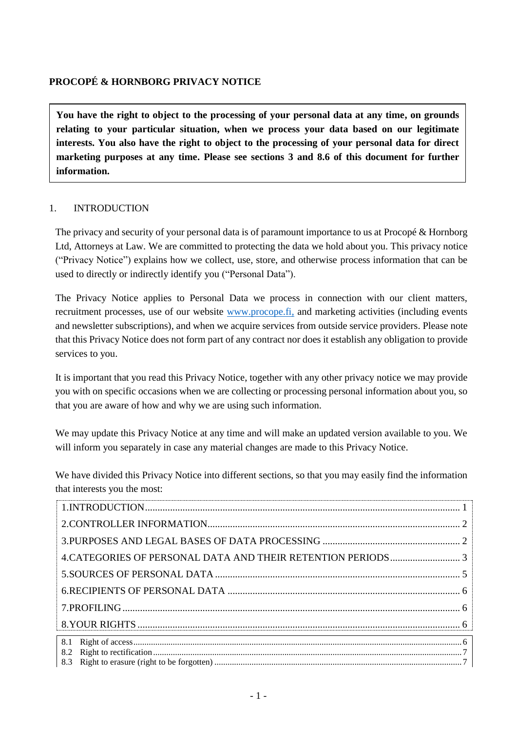# PROCOPÉ & HORNBORG PRIVACY NOTICE

**You have the right to object to the processing of your personal data at any time, on grounds relating to your particular situation, when we process your data based on our legitimate interests. You also have the right to object to the processing of your personal data for direct marketing purposes at any time. Please see sections 3 and 8.6 of this document for further information.**

## 1. INTRODUCTION

The privacy and security of your personal data is of paramount importance to us at Procopé & Hornborg Ltd, Attorneys at Law. We are committed to protecting the data we hold about you. This privacy notice ("Privacy Notice") explains how we collect, use, store, and otherwise process information that can be used to directly or indirectly identify you ("Personal Data").

The Privacy Notice applies to Personal Data we process in connection with our client matters, recruitment processes, use of our website www.procope.fi, and marketing activities (including events and newsletter subscriptions), and when we acquire services from outside service providers. Please note that this Privacy Notice does not form part of any contract nor does it establish any obligation to provide services to you.

It is important that you read this Privacy Notice, together with any other privacy notice we may provide you with on specific occasions when we are collecting or processing personal information about you, so that you are aware of how and why we are using such information.

We may update this Privacy Notice at any time and will make an updated version available to you. We will inform you separately in case any material changes are made to this Privacy Notice.

We have divided this Privacy Notice into different sections, so that you may easily find the information that interests you the most:

1. INTRODUCTION ..... 1
2. CONTROLLER INFORMATION ..... 2
3. PURPOSES AND LEGAL BASES OF DATA PROCESSING ..... 2
4. CATEGORIES OF PERSONAL DATA AND THEIR RETENTION PERIODS ..... 3
5. SOURCES OF PERSONAL DATA ..... 5
6. RECIPIENTS OF PERSONAL DATA ..... 6
7. PROFILING ..... 6
8. YOUR RIGHTS ..... 6

- 8.1 Right of access ..... 6
- 8.2 Right to rectification ..... 7
- 8.3 Right to erasure (right to be forgotten) ..... 7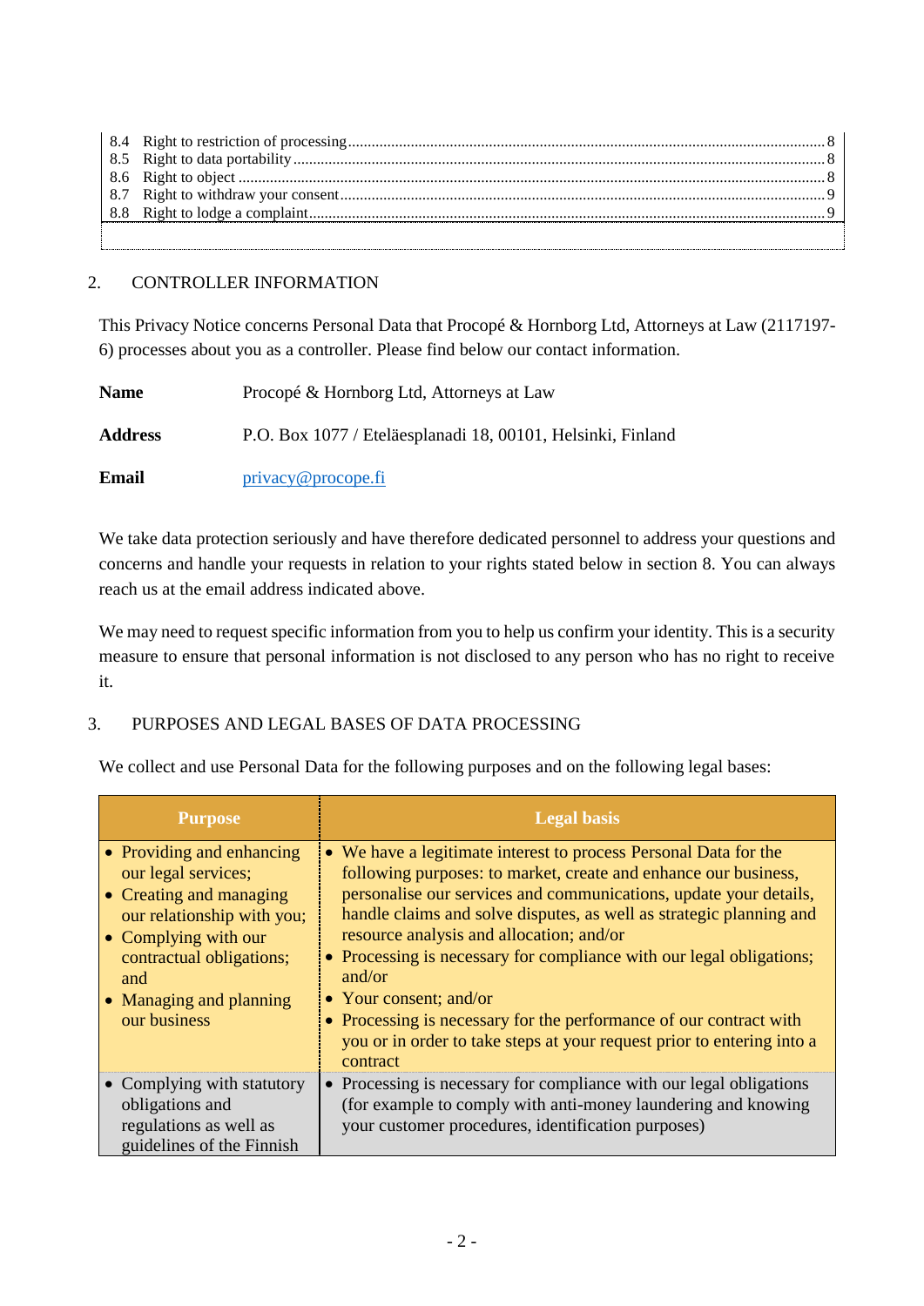8.4 Right to restriction of processing ........ 8
8.5 Right to data portability ........ 8
8.6 Right to object ........ 8
8.7 Right to withdraw your consent ........ 9
8.8 Right to lodge a complaint ........ 9

## 2. CONTROLLER INFORMATION

This Privacy Notice concerns Personal Data that Procopé & Hornborg Ltd, Attorneys at Law (2117197-6) processes about you as a controller. Please find below our contact information.

**Name** Procopé & Hornborg Ltd, Attorneys at Law

**Address** P.O. Box 1077 / Eteläesplanadi 18, 00101, Helsinki, Finland

**Email** privacy@procope.fi

We take data protection seriously and have therefore dedicated personnel to address your questions and concerns and handle your requests in relation to your rights stated below in section 8. You can always reach us at the email address indicated above.

We may need to request specific information from you to help us confirm your identity. This is a security measure to ensure that personal information is not disclosed to any person who has no right to receive it.

## 3. PURPOSES AND LEGAL BASES OF DATA PROCESSING

We collect and use Personal Data for the following purposes and on the following legal bases:

| Purpose | Legal basis |
|---|---|
| • Providing and enhancing our legal services;<br>• Creating and managing our relationship with you;<br>• Complying with our contractual obligations; and<br>• Managing and planning our business | • We have a legitimate interest to process Personal Data for the following purposes: to market, create and enhance our business, personalise our services and communications, update your details, handle claims and solve disputes, as well as strategic planning and resource analysis and allocation; and/or<br>• Processing is necessary for compliance with our legal obligations; and/or<br>• Your consent; and/or<br>• Processing is necessary for the performance of our contract with you or in order to take steps at your request prior to entering into a contract |
| • Complying with statutory obligations and regulations as well as guidelines of the Finnish | • Processing is necessary for compliance with our legal obligations (for example to comply with anti-money laundering and knowing your customer procedures, identification purposes) |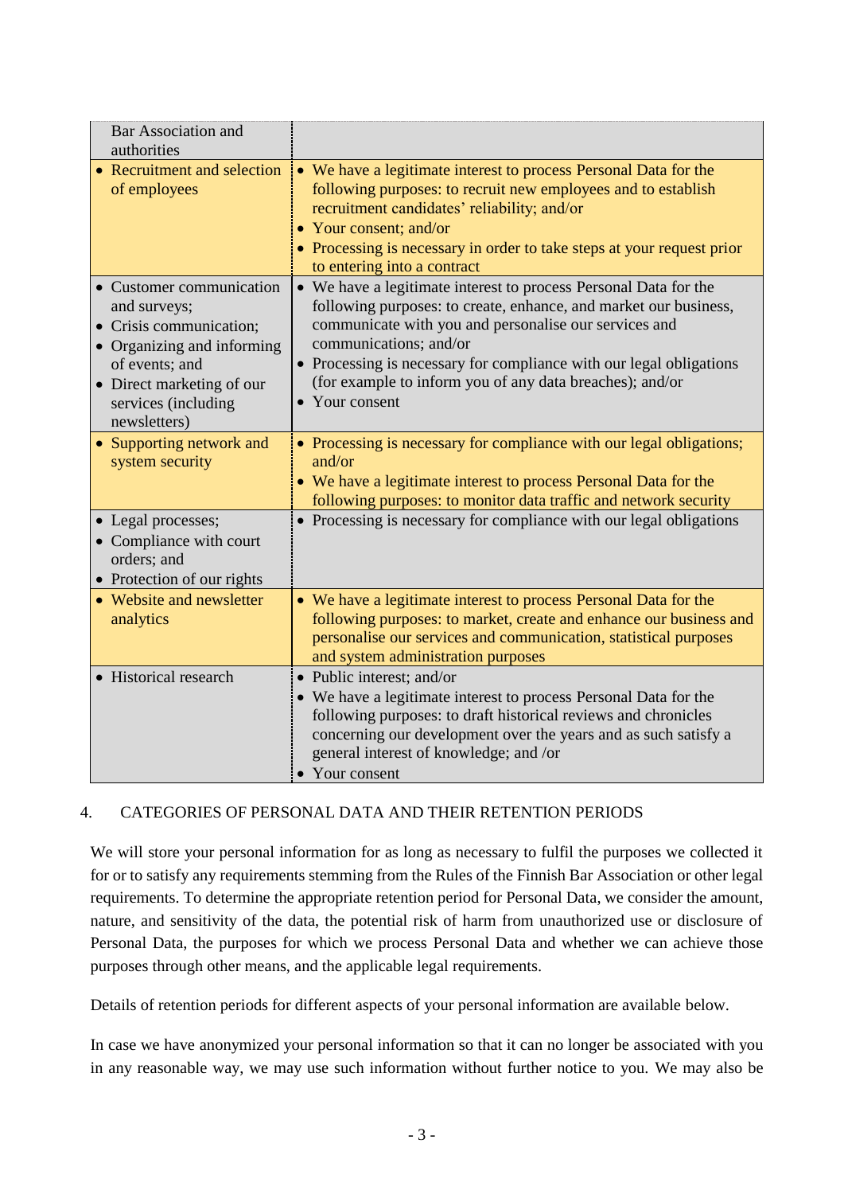| | |
|---|---|
| Bar Association and authorities | |
| • Recruitment and selection of employees | • We have a legitimate interest to process Personal Data for the following purposes: to recruit new employees and to establish recruitment candidates' reliability; and/or<br>• Your consent; and/or<br>• Processing is necessary in order to take steps at your request prior to entering into a contract |
| • Customer communication and surveys;<br>• Crisis communication;<br>• Organizing and informing of events; and<br>• Direct marketing of our services (including newsletters) | • We have a legitimate interest to process Personal Data for the following purposes: to create, enhance, and market our business, communicate with you and personalise our services and communications; and/or<br>• Processing is necessary for compliance with our legal obligations (for example to inform you of any data breaches); and/or<br>• Your consent |
| • Supporting network and system security | • Processing is necessary for compliance with our legal obligations; and/or<br>• We have a legitimate interest to process Personal Data for the following purposes: to monitor data traffic and network security |
| • Legal processes;<br>• Compliance with court orders; and<br>• Protection of our rights | • Processing is necessary for compliance with our legal obligations |
| • Website and newsletter analytics | • We have a legitimate interest to process Personal Data for the following purposes: to market, create and enhance our business and personalise our services and communication, statistical purposes and system administration purposes |
| • Historical research | • Public interest; and/or<br>• We have a legitimate interest to process Personal Data for the following purposes: to draft historical reviews and chronicles concerning our development over the years and as such satisfy a general interest of knowledge; and /or<br>• Your consent |

## 4. CATEGORIES OF PERSONAL DATA AND THEIR RETENTION PERIODS

We will store your personal information for as long as necessary to fulfil the purposes we collected it for or to satisfy any requirements stemming from the Rules of the Finnish Bar Association or other legal requirements. To determine the appropriate retention period for Personal Data, we consider the amount, nature, and sensitivity of the data, the potential risk of harm from unauthorized use or disclosure of Personal Data, the purposes for which we process Personal Data and whether we can achieve those purposes through other means, and the applicable legal requirements.

Details of retention periods for different aspects of your personal information are available below.

In case we have anonymized your personal information so that it can no longer be associated with you in any reasonable way, we may use such information without further notice to you. We may also be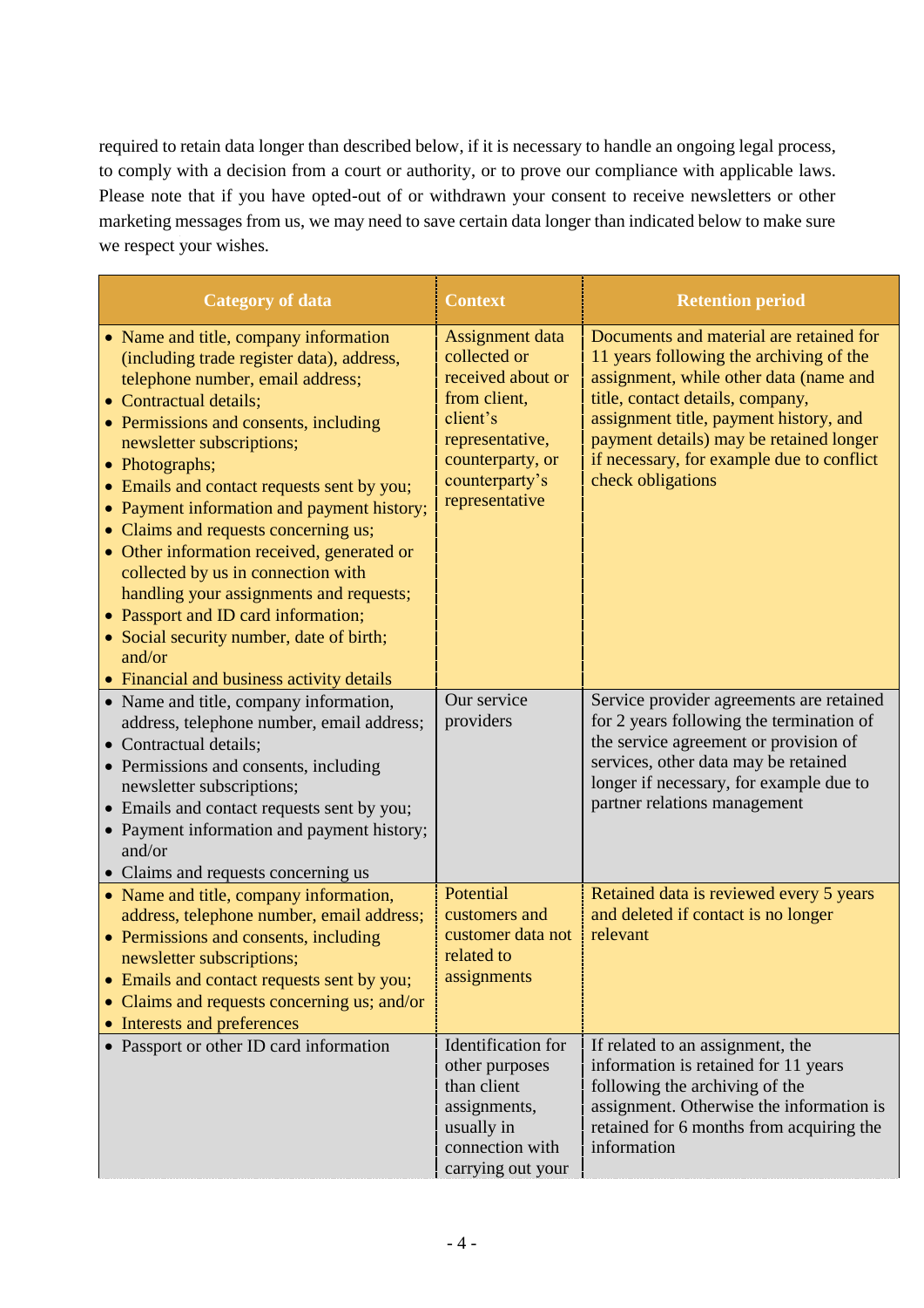required to retain data longer than described below, if it is necessary to handle an ongoing legal process, to comply with a decision from a court or authority, or to prove our compliance with applicable laws. Please note that if you have opted-out of or withdrawn your consent to receive newsletters or other marketing messages from us, we may need to save certain data longer than indicated below to make sure we respect your wishes.

| Category of data | Context | Retention period |
|---|---|---|
| • Name and title, company information (including trade register data), address, telephone number, email address;<br>• Contractual details;<br>• Permissions and consents, including newsletter subscriptions;<br>• Photographs;<br>• Emails and contact requests sent by you;<br>• Payment information and payment history;<br>• Claims and requests concerning us;<br>• Other information received, generated or collected by us in connection with handling your assignments and requests;<br>• Passport and ID card information;<br>• Social security number, date of birth; and/or<br>• Financial and business activity details | Assignment data collected or received about or from client, client's representative, counterparty, or counterparty's representative | Documents and material are retained for 11 years following the archiving of the assignment, while other data (name and title, contact details, company, assignment title, payment history, and payment details) may be retained longer if necessary, for example due to conflict check obligations |
| • Name and title, company information, address, telephone number, email address;<br>• Contractual details;<br>• Permissions and consents, including newsletter subscriptions;<br>• Emails and contact requests sent by you;<br>• Payment information and payment history; and/or<br>• Claims and requests concerning us | Our service providers | Service provider agreements are retained for 2 years following the termination of the service agreement or provision of services, other data may be retained longer if necessary, for example due to partner relations management |
| • Name and title, company information, address, telephone number, email address;<br>• Permissions and consents, including newsletter subscriptions;<br>• Emails and contact requests sent by you;<br>• Claims and requests concerning us; and/or<br>• Interests and preferences | Potential customers and customer data not related to assignments | Retained data is reviewed every 5 years and deleted if contact is no longer relevant |
| • Passport or other ID card information | Identification for other purposes than client assignments, usually in connection with carrying out your | If related to an assignment, the information is retained for 11 years following the archiving of the assignment. Otherwise the information is retained for 6 months from acquiring the information |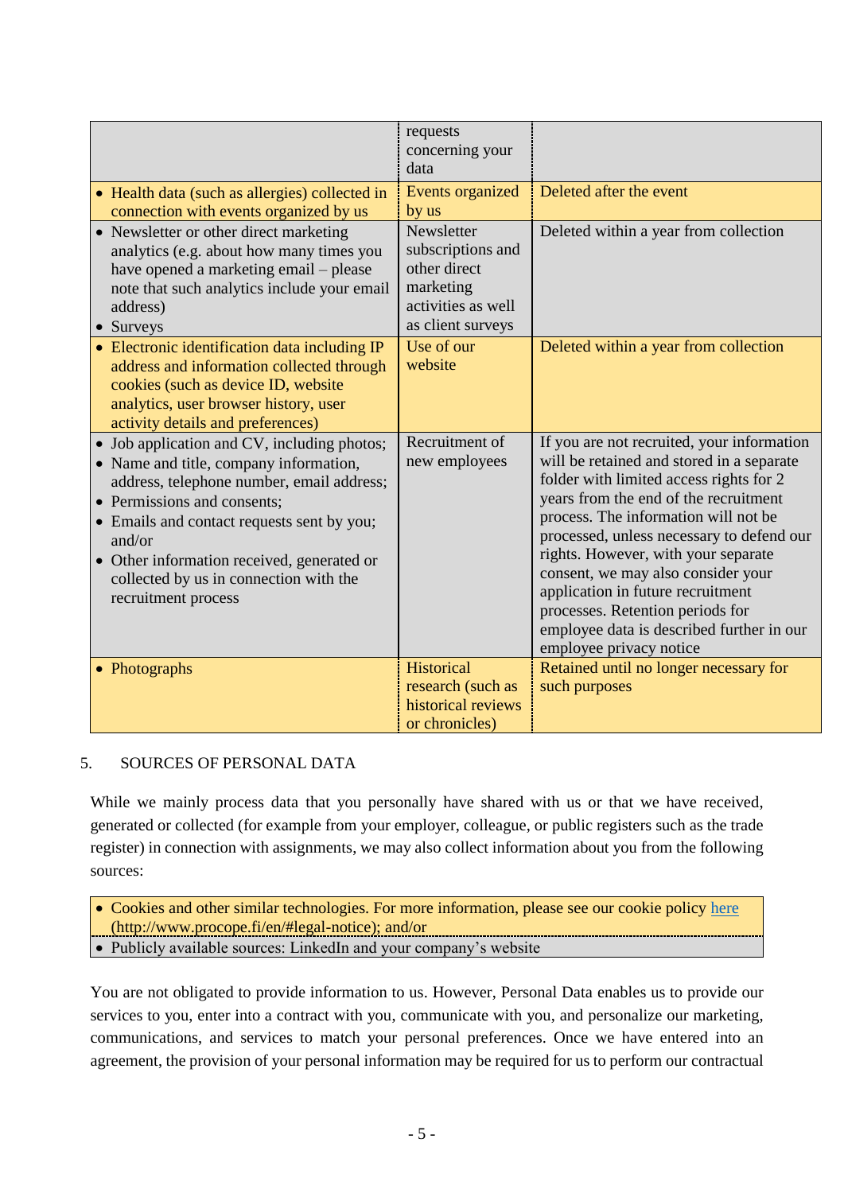| | | |
|---|---|---|
| | requests concerning your data | |
| • Health data (such as allergies) collected in connection with events organized by us | Events organized by us | Deleted after the event |
| • Newsletter or other direct marketing analytics (e.g. about how many times you have opened a marketing email – please note that such analytics include your email address)<br>• Surveys | Newsletter subscriptions and other direct marketing activities as well as client surveys | Deleted within a year from collection |
| • Electronic identification data including IP address and information collected through cookies (such as device ID, website analytics, user browser history, user activity details and preferences) | Use of our website | Deleted within a year from collection |
| • Job application and CV, including photos;<br>• Name and title, company information, address, telephone number, email address;<br>• Permissions and consents;<br>• Emails and contact requests sent by you; and/or<br>• Other information received, generated or collected by us in connection with the recruitment process | Recruitment of new employees | If you are not recruited, your information will be retained and stored in a separate folder with limited access rights for 2 years from the end of the recruitment process. The information will not be processed, unless necessary to defend our rights. However, with your separate consent, we may also consider your application in future recruitment processes. Retention periods for employee data is described further in our employee privacy notice |
| • Photographs | Historical research (such as historical reviews or chronicles) | Retained until no longer necessary for such purposes |

## 5. SOURCES OF PERSONAL DATA

While we mainly process data that you personally have shared with us or that we have received, generated or collected (for example from your employer, colleague, or public registers such as the trade register) in connection with assignments, we may also collect information about you from the following sources:

| |
|---|
| • Cookies and other similar technologies. For more information, please see our cookie policy [here](http://www.procope.fi/en/#legal-notice) (http://www.procope.fi/en/#legal-notice); and/or |
| • Publicly available sources: LinkedIn and your company's website |

You are not obligated to provide information to us. However, Personal Data enables us to provide our services to you, enter into a contract with you, communicate with you, and personalize our marketing, communications, and services to match your personal preferences. Once we have entered into an agreement, the provision of your personal information may be required for us to perform our contractual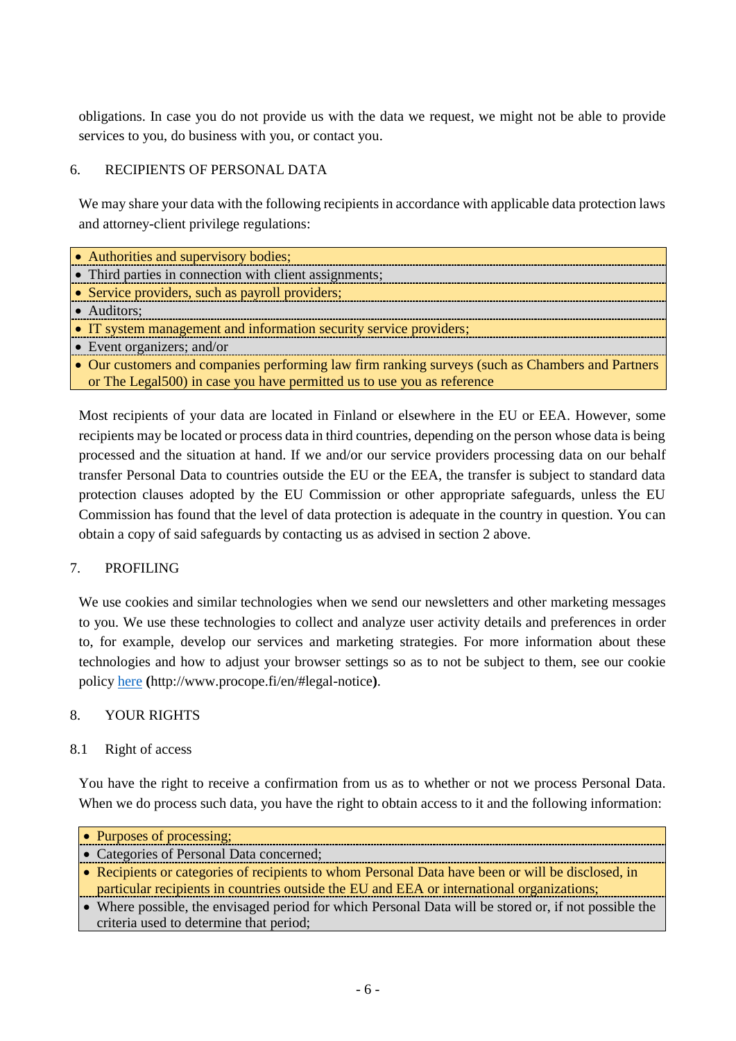obligations. In case you do not provide us with the data we request, we might not be able to provide services to you, do business with you, or contact you.

## 6. RECIPIENTS OF PERSONAL DATA

We may share your data with the following recipients in accordance with applicable data protection laws and attorney-client privilege regulations:

- Authorities and supervisory bodies;
- Third parties in connection with client assignments;
- Service providers, such as payroll providers;
- Auditors;
- IT system management and information security service providers;
- Event organizers; and/or
- Our customers and companies performing law firm ranking surveys (such as Chambers and Partners or The Legal500) in case you have permitted us to use you as reference

Most recipients of your data are located in Finland or elsewhere in the EU or EEA. However, some recipients may be located or process data in third countries, depending on the person whose data is being processed and the situation at hand. If we and/or our service providers processing data on our behalf transfer Personal Data to countries outside the EU or the EEA, the transfer is subject to standard data protection clauses adopted by the EU Commission or other appropriate safeguards, unless the EU Commission has found that the level of data protection is adequate in the country in question. You can obtain a copy of said safeguards by contacting us as advised in section 2 above.

## 7. PROFILING

We use cookies and similar technologies when we send our newsletters and other marketing messages to you. We use these technologies to collect and analyze user activity details and preferences in order to, for example, develop our services and marketing strategies. For more information about these technologies and how to adjust your browser settings so as to not be subject to them, see our cookie policy [here](http://www.procope.fi/en/#legal-notice) **(**http://www.procope.fi/en/#legal-notice**)**.

## 8. YOUR RIGHTS

### 8.1 Right of access

You have the right to receive a confirmation from us as to whether or not we process Personal Data. When we do process such data, you have the right to obtain access to it and the following information:

- Purposes of processing;
- Categories of Personal Data concerned;
- Recipients or categories of recipients to whom Personal Data have been or will be disclosed, in particular recipients in countries outside the EU and EEA or international organizations;
- Where possible, the envisaged period for which Personal Data will be stored or, if not possible the criteria used to determine that period;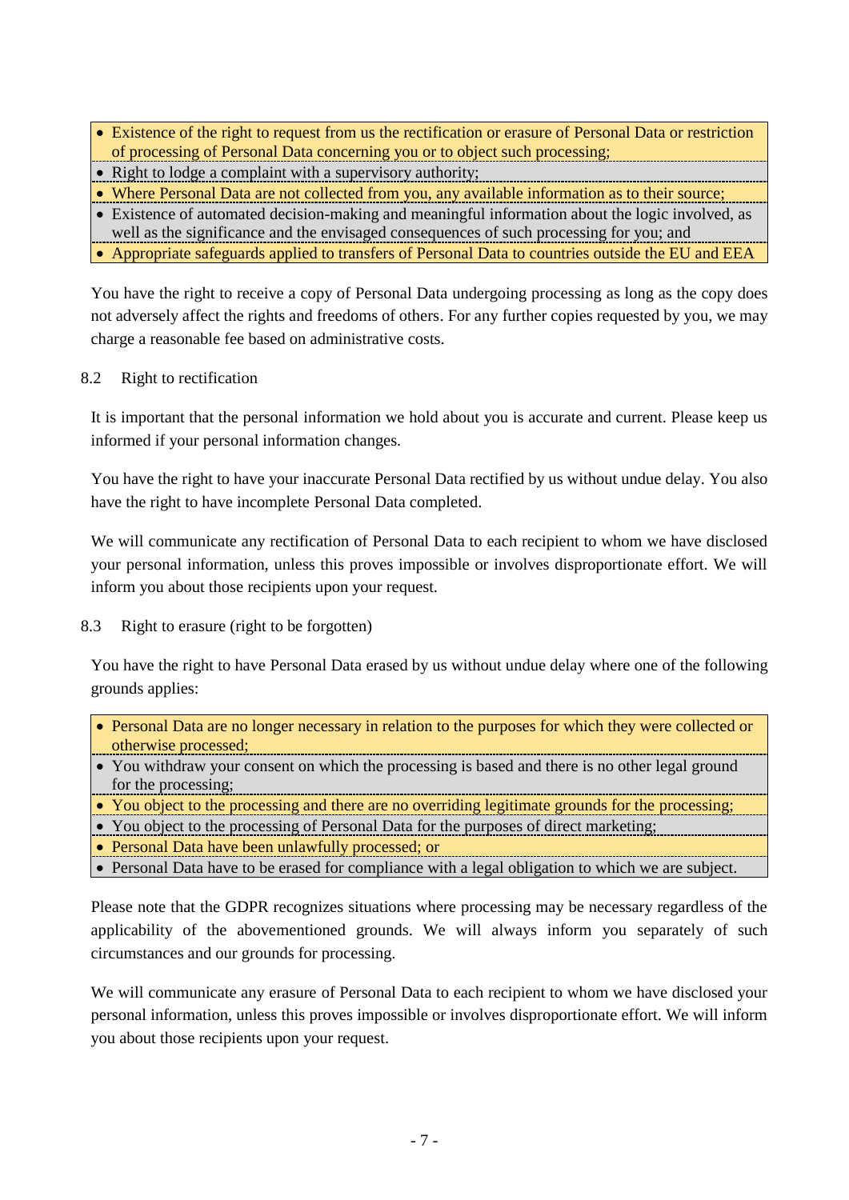- Existence of the right to request from us the rectification or erasure of Personal Data or restriction of processing of Personal Data concerning you or to object such processing;
- Right to lodge a complaint with a supervisory authority;
- Where Personal Data are not collected from you, any available information as to their source;
- Existence of automated decision-making and meaningful information about the logic involved, as well as the significance and the envisaged consequences of such processing for you; and
- Appropriate safeguards applied to transfers of Personal Data to countries outside the EU and EEA

You have the right to receive a copy of Personal Data undergoing processing as long as the copy does not adversely affect the rights and freedoms of others. For any further copies requested by you, we may charge a reasonable fee based on administrative costs.

### 8.2 Right to rectification

It is important that the personal information we hold about you is accurate and current. Please keep us informed if your personal information changes.

You have the right to have your inaccurate Personal Data rectified by us without undue delay. You also have the right to have incomplete Personal Data completed.

We will communicate any rectification of Personal Data to each recipient to whom we have disclosed your personal information, unless this proves impossible or involves disproportionate effort. We will inform you about those recipients upon your request.

### 8.3 Right to erasure (right to be forgotten)

You have the right to have Personal Data erased by us without undue delay where one of the following grounds applies:

- Personal Data are no longer necessary in relation to the purposes for which they were collected or otherwise processed;
- You withdraw your consent on which the processing is based and there is no other legal ground for the processing;
- You object to the processing and there are no overriding legitimate grounds for the processing;
- You object to the processing of Personal Data for the purposes of direct marketing;
- Personal Data have been unlawfully processed; or
- Personal Data have to be erased for compliance with a legal obligation to which we are subject.

Please note that the GDPR recognizes situations where processing may be necessary regardless of the applicability of the abovementioned grounds. We will always inform you separately of such circumstances and our grounds for processing.

We will communicate any erasure of Personal Data to each recipient to whom we have disclosed your personal information, unless this proves impossible or involves disproportionate effort. We will inform you about those recipients upon your request.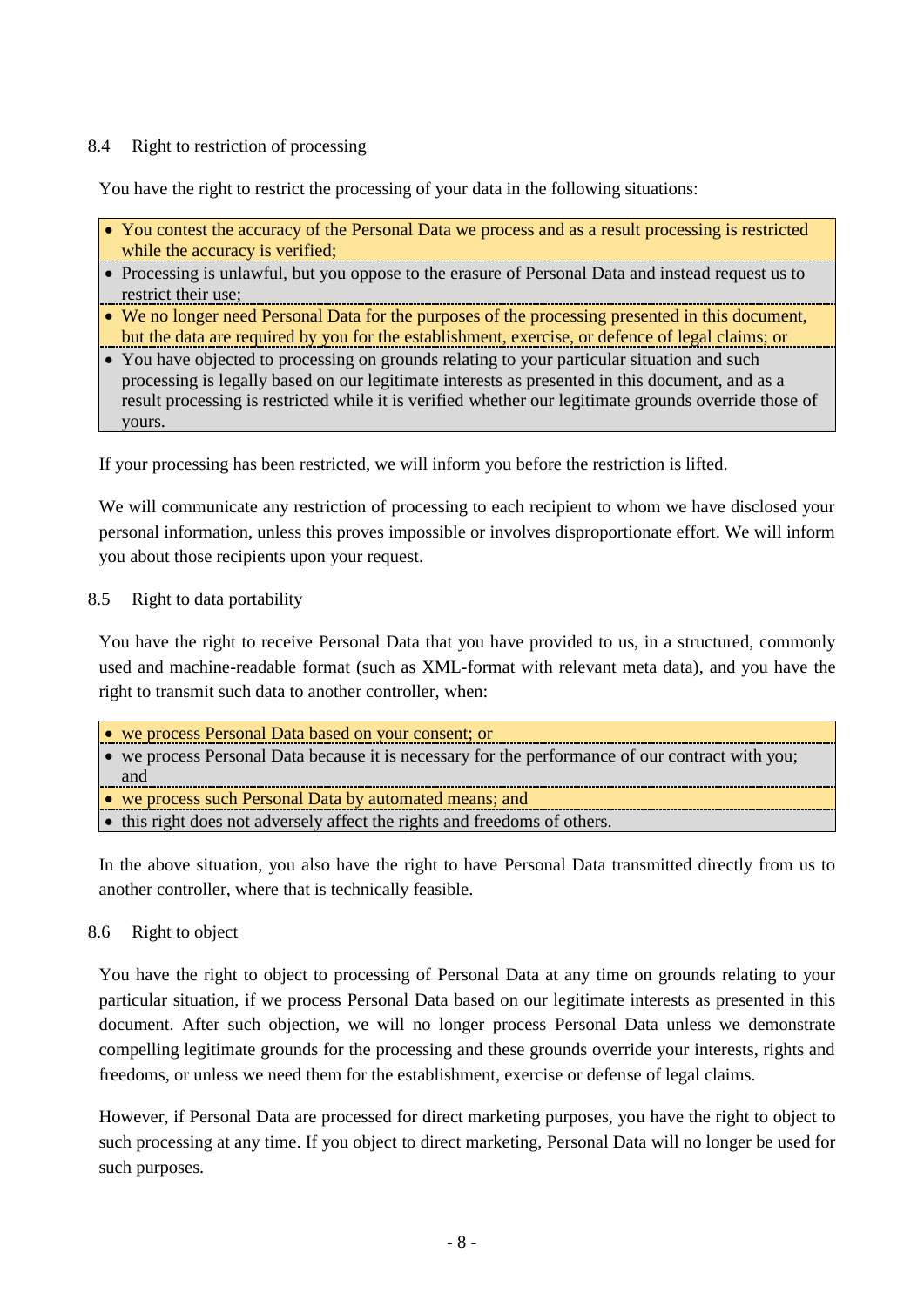### 8.4 Right to restriction of processing

You have the right to restrict the processing of your data in the following situations:

- You contest the accuracy of the Personal Data we process and as a result processing is restricted while the accuracy is verified;
- Processing is unlawful, but you oppose to the erasure of Personal Data and instead request us to restrict their use;
- We no longer need Personal Data for the purposes of the processing presented in this document, but the data are required by you for the establishment, exercise, or defence of legal claims; or
- You have objected to processing on grounds relating to your particular situation and such processing is legally based on our legitimate interests as presented in this document, and as a result processing is restricted while it is verified whether our legitimate grounds override those of yours.

If your processing has been restricted, we will inform you before the restriction is lifted.

We will communicate any restriction of processing to each recipient to whom we have disclosed your personal information, unless this proves impossible or involves disproportionate effort. We will inform you about those recipients upon your request.

### 8.5 Right to data portability

You have the right to receive Personal Data that you have provided to us, in a structured, commonly used and machine-readable format (such as XML-format with relevant meta data), and you have the right to transmit such data to another controller, when:

- we process Personal Data based on your consent; or
- we process Personal Data because it is necessary for the performance of our contract with you; and
- we process such Personal Data by automated means; and
- this right does not adversely affect the rights and freedoms of others.

In the above situation, you also have the right to have Personal Data transmitted directly from us to another controller, where that is technically feasible.

### 8.6 Right to object

You have the right to object to processing of Personal Data at any time on grounds relating to your particular situation, if we process Personal Data based on our legitimate interests as presented in this document. After such objection, we will no longer process Personal Data unless we demonstrate compelling legitimate grounds for the processing and these grounds override your interests, rights and freedoms, or unless we need them for the establishment, exercise or defense of legal claims.

However, if Personal Data are processed for direct marketing purposes, you have the right to object to such processing at any time. If you object to direct marketing, Personal Data will no longer be used for such purposes.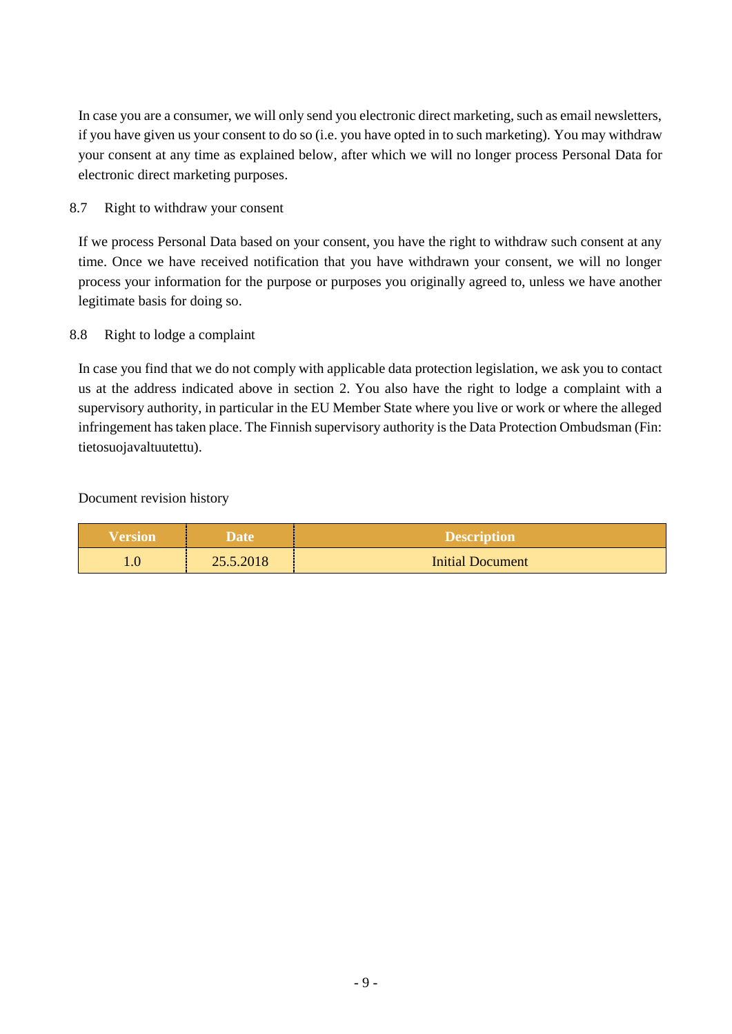In case you are a consumer, we will only send you electronic direct marketing, such as email newsletters, if you have given us your consent to do so (i.e. you have opted in to such marketing). You may withdraw your consent at any time as explained below, after which we will no longer process Personal Data for electronic direct marketing purposes.

### 8.7 Right to withdraw your consent

If we process Personal Data based on your consent, you have the right to withdraw such consent at any time. Once we have received notification that you have withdrawn your consent, we will no longer process your information for the purpose or purposes you originally agreed to, unless we have another legitimate basis for doing so.

### 8.8 Right to lodge a complaint

In case you find that we do not comply with applicable data protection legislation, we ask you to contact us at the address indicated above in section 2. You also have the right to lodge a complaint with a supervisory authority, in particular in the EU Member State where you live or work or where the alleged infringement has taken place. The Finnish supervisory authority is the Data Protection Ombudsman (Fin: tietosuojavaltuutettu).

Document revision history

| Version | Date | Description |
|---|---|---|
| 1.0 | 25.5.2018 | Initial Document |